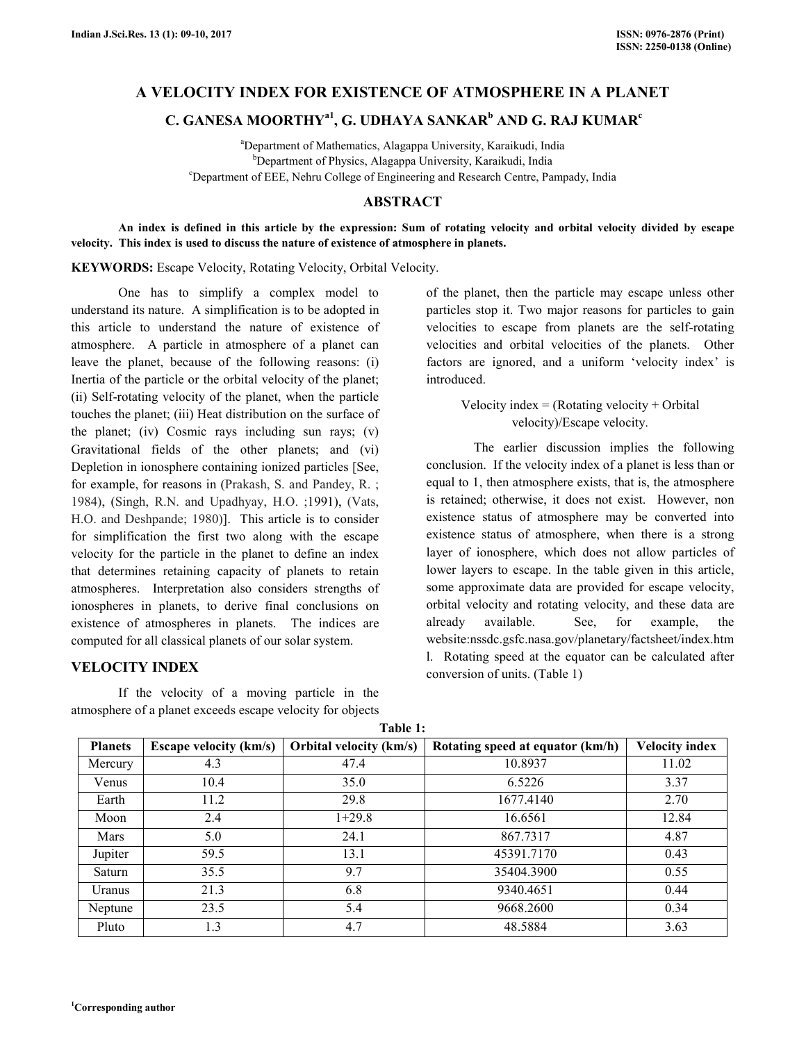// A VELOCITY INDEX FOR EXISTENCE OF ATMOSPHERE IN A PLANET

**C. GANESA MOORTHY[a1], G. UDHAYA SANKAR[b] AND G. RAJ KUMAR[c]**

[a]Department of Mathematics, Alagappa University, Karaikudi, India
[b]Department of Physics, Alagappa University, Karaikudi, India
[c]Department of EEE, Nehru College of Engineering and Research Centre, Pampady, India

## ABSTRACT

**An index is defined in this article by the expression: Sum of rotating velocity and orbital velocity divided by escape velocity. This index is used to discuss the nature of existence of atmosphere in planets.**

**KEYWORDS:** Escape Velocity, Rotating Velocity, Orbital Velocity.

One has to simplify a complex model to understand its nature. A simplification is to be adopted in this article to understand the nature of existence of atmosphere. A particle in atmosphere of a planet can leave the planet, because of the following reasons: (i) Inertia of the particle or the orbital velocity of the planet; (ii) Self-rotating velocity of the planet, when the particle touches the planet; (iii) Heat distribution on the surface of the planet; (iv) Cosmic rays including sun rays; (v) Gravitational fields of the other planets; and (vi) Depletion in ionosphere containing ionized particles [See, for example, for reasons in (Prakash, S. and Pandey, R. ; 1984), (Singh, R.N. and Upadhyay, H.O. ;1991), (Vats, H.O. and Deshpande; 1980)]. This article is to consider for simplification the first two along with the escape velocity for the particle in the planet to define an index that determines retaining capacity of planets to retain atmospheres. Interpretation also considers strengths of ionospheres in planets, to derive final conclusions on existence of atmospheres in planets. The indices are computed for all classical planets of our solar system.

## VELOCITY INDEX

If the velocity of a moving particle in the atmosphere of a planet exceeds escape velocity for objects of the planet, then the particle may escape unless other particles stop it. Two major reasons for particles to gain velocities to escape from planets are the self-rotating velocities and orbital velocities of the planets. Other factors are ignored, and a uniform 'velocity index' is introduced.

Velocity index = (Rotating velocity + Orbital velocity)/Escape velocity.

The earlier discussion implies the following conclusion. If the velocity index of a planet is less than or equal to 1, then atmosphere exists, that is, the atmosphere is retained; otherwise, it does not exist. However, non existence status of atmosphere may be converted into existence status of atmosphere, when there is a strong layer of ionosphere, which does not allow particles of lower layers to escape. In the table given in this article, some approximate data are provided for escape velocity, orbital velocity and rotating velocity, and these data are already available. See, for example, the website:nssdc.gsfc.nasa.gov/planetary/factsheet/index.html. Rotating speed at the equator can be calculated after conversion of units. (Table 1)

**Table 1:**

| Planets | Escape velocity (km/s) | Orbital velocity (km/s) | Rotating speed at equator (km/h) | Velocity index |
|---|---|---|---|---|
| Mercury | 4.3 | 47.4 | 10.8937 | 11.02 |
| Venus | 10.4 | 35.0 | 6.5226 | 3.37 |
| Earth | 11.2 | 29.8 | 1677.4140 | 2.70 |
| Moon | 2.4 | 1+29.8 | 16.6561 | 12.84 |
| Mars | 5.0 | 24.1 | 867.7317 | 4.87 |
| Jupiter | 59.5 | 13.1 | 45391.7170 | 0.43 |
| Saturn | 35.5 | 9.7 | 35404.3900 | 0.55 |
| Uranus | 21.3 | 6.8 | 9340.4651 | 0.44 |
| Neptune | 23.5 | 5.4 | 9668.2600 | 0.34 |
| Pluto | 1.3 | 4.7 | 48.5884 | 3.63 |

[1]Corresponding author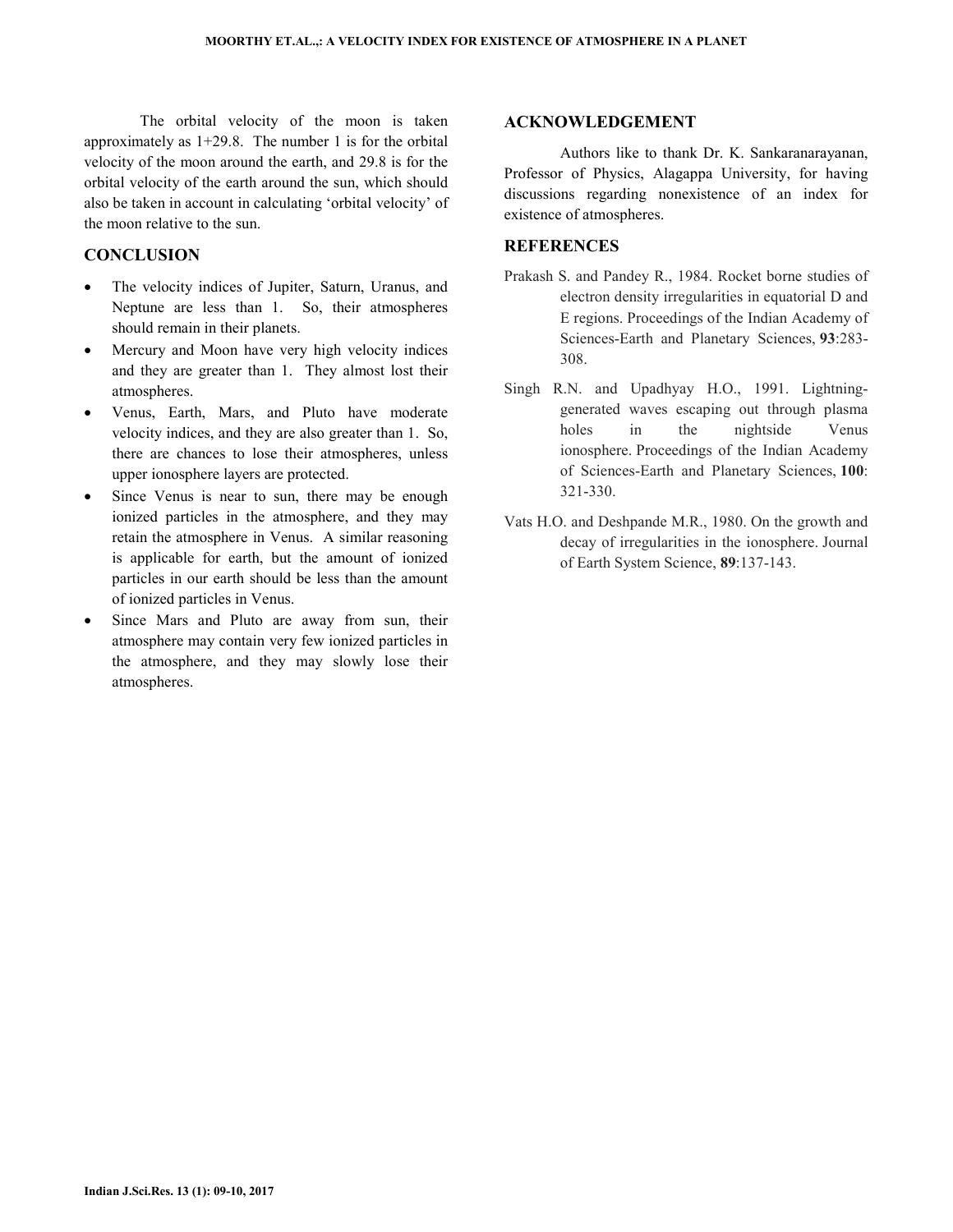The orbital velocity of the moon is taken approximately as 1+29.8. The number 1 is for the orbital velocity of the moon around the earth, and 29.8 is for the orbital velocity of the earth around the sun, which should also be taken in account in calculating 'orbital velocity' of the moon relative to the sun.

## CONCLUSION

- The velocity indices of Jupiter, Saturn, Uranus, and Neptune are less than 1. So, their atmospheres should remain in their planets.
- Mercury and Moon have very high velocity indices and they are greater than 1. They almost lost their atmospheres.
- Venus, Earth, Mars, and Pluto have moderate velocity indices, and they are also greater than 1. So, there are chances to lose their atmospheres, unless upper ionosphere layers are protected.
- Since Venus is near to sun, there may be enough ionized particles in the atmosphere, and they may retain the atmosphere in Venus. A similar reasoning is applicable for earth, but the amount of ionized particles in our earth should be less than the amount of ionized particles in Venus.
- Since Mars and Pluto are away from sun, their atmosphere may contain very few ionized particles in the atmosphere, and they may slowly lose their atmospheres.

## ACKNOWLEDGEMENT

Authors like to thank Dr. K. Sankaranarayanan, Professor of Physics, Alagappa University, for having discussions regarding nonexistence of an index for existence of atmospheres.

## REFERENCES

Prakash S. and Pandey R., 1984. Rocket borne studies of electron density irregularities in equatorial D and E regions. Proceedings of the Indian Academy of Sciences-Earth and Planetary Sciences, **93**:283-308.

Singh R.N. and Upadhyay H.O., 1991. Lightning-generated waves escaping out through plasma holes in the nightside Venus ionosphere. Proceedings of the Indian Academy of Sciences-Earth and Planetary Sciences, **100**: 321-330.

Vats H.O. and Deshpande M.R., 1980. On the growth and decay of irregularities in the ionosphere. Journal of Earth System Science, **89**:137-143.